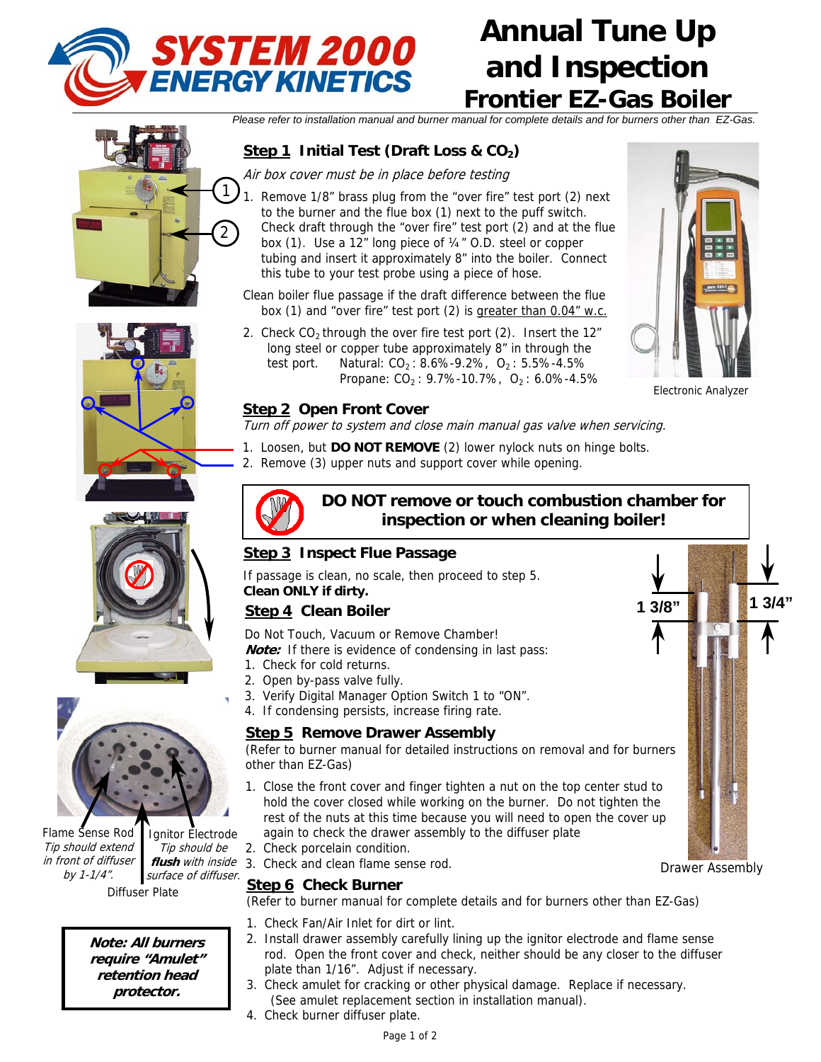# Annual Tune Up and Inspection

## Frontier EZ-Gas Boiler

SYSTEM 2000 ENERGY KINETICS

*Please refer to installation manual and burner manual for complete details and for burners other than EZ-Gas.*

## Step 1 Initial Test (Draft Loss & $CO_2$)

*Air box cover must be in place before testing*

1. Remove 1/8" brass plug from the "over fire" test port (2) next to the burner and the flue box (1) next to the puff switch. Check draft through the "over fire" test port (2) and at the flue box (1). Use a 12" long piece of ¼" O.D. steel or copper tubing and insert it approximately 8" into the boiler. Connect this tube to your test probe using a piece of hose.

Clean boiler flue passage if the draft difference between the flue box (1) and "over fire" test port (2) is greater than 0.04" w.c.

2. Check $CO_2$ through the over fire test port (2). Insert the 12" long steel or copper tube approximately 8" in through the test port. Natural: $CO_2$: 8.6%-9.2%, $O_2$: 5.5%-4.5% Propane: $CO_2$: 9.7%-10.7%, $O_2$: 6.0%-4.5%

Electronic Analyzer

## Step 2 Open Front Cover

*Turn off power to system and close main manual gas valve when servicing.*

1. Loosen, but **DO NOT REMOVE** (2) lower nylock nuts on hinge bolts.
2. Remove (3) upper nuts and support cover while opening.

**DO NOT remove or touch combustion chamber for inspection or when cleaning boiler!**

## Step 3 Inspect Flue Passage

If passage is clean, no scale, then proceed to step 5.
**Clean ONLY if dirty.**

## Step 4 Clean Boiler

Do Not Touch, Vacuum or Remove Chamber!
***Note:*** If there is evidence of condensing in last pass:

1. Check for cold returns.
2. Open by-pass valve fully.
3. Verify Digital Manager Option Switch 1 to "ON".
4. If condensing persists, increase firing rate.

## Step 5 Remove Drawer Assembly

(Refer to burner manual for detailed instructions on removal and for burners other than EZ-Gas)

1. Close the front cover and finger tighten a nut on the top center stud to hold the cover closed while working on the burner. Do not tighten the rest of the nuts at this time because you will need to open the cover up again to check the drawer assembly to the diffuser plate
2. Check porcelain condition.
3. Check and clean flame sense rod.

1 3/8" 1 3/4"

Drawer Assembly

Flame Sense Rod — *Tip should extend in front of diffuser by 1-1/4".*

Ignitor Electrode — *Tip should be **flush** with inside surface of diffuser.*

Diffuser Plate

## Step 6 Check Burner

(Refer to burner manual for complete details and for burners other than EZ-Gas)

1. Check Fan/Air Inlet for dirt or lint.
2. Install drawer assembly carefully lining up the ignitor electrode and flame sense rod. Open the front cover and check, neither should be any closer to the diffuser plate than 1/16". Adjust if necessary.
3. Check amulet for cracking or other physical damage. Replace if necessary. (See amulet replacement section in installation manual).
4. Check burner diffuser plate.

***Note: All burners require "Amulet" retention head protector.***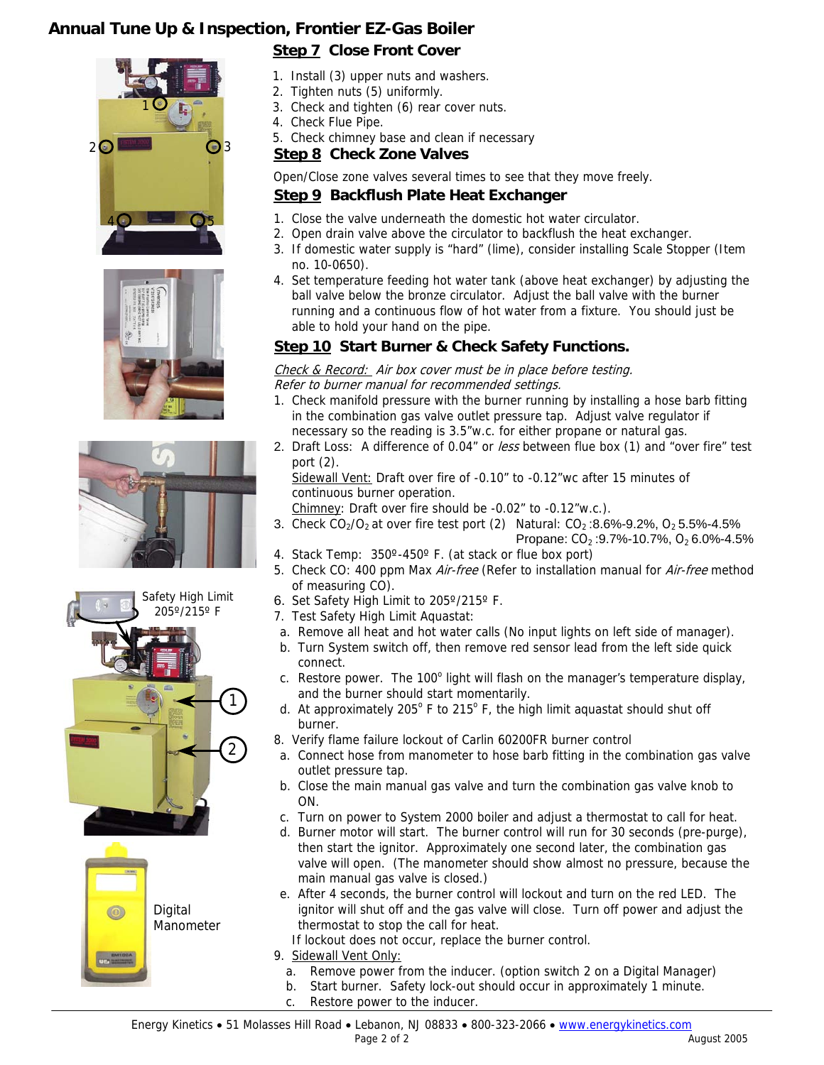# Annual Tune Up & Inspection, Frontier EZ-Gas Boiler

Safety High Limit 205º/215º F

Digital Manometer

## Step 7 Close Front Cover

1. Install (3) upper nuts and washers.
2. Tighten nuts (5) uniformly.
3. Check and tighten (6) rear cover nuts.
4. Check Flue Pipe.
5. Check chimney base and clean if necessary

## Step 8 Check Zone Valves

Open/Close zone valves several times to see that they move freely.

## Step 9 Backflush Plate Heat Exchanger

1. Close the valve underneath the domestic hot water circulator.
2. Open drain valve above the circulator to backflush the heat exchanger.
3. If domestic water supply is "hard" (lime), consider installing Scale Stopper (Item no. 10-0650).
4. Set temperature feeding hot water tank (above heat exchanger) by adjusting the ball valve below the bronze circulator. Adjust the ball valve with the burner running and a continuous flow of hot water from a fixture. You should just be able to hold your hand on the pipe.

## Step 10 Start Burner & Check Safety Functions.

*Check & Record: Air box cover must be in place before testing.*
*Refer to burner manual for recommended settings.*

1. Check manifold pressure with the burner running by installing a hose barb fitting in the combination gas valve outlet pressure tap. Adjust valve regulator if necessary so the reading is 3.5"w.c. for either propane or natural gas.
2. Draft Loss: A difference of 0.04" or *less* between flue box (1) and "over fire" test port (2).
   Sidewall Vent: Draft over fire of -0.10" to -0.12"wc after 15 minutes of continuous burner operation.
   Chimney: Draft over fire should be -0.02" to -0.12"w.c.).
3. Check $CO_2$/$O_2$ at over fire test port (2) Natural: $CO_2$ :8.6%-9.2%, $O_2$ 5.5%-4.5%
   Propane: $CO_2$ :9.7%-10.7%, $O_2$ 6.0%-4.5%
4. Stack Temp: 350º-450º F. (at stack or flue box port)
5. Check CO: 400 ppm Max *Air-free* (Refer to installation manual for *Air-free* method of measuring CO).
6. Set Safety High Limit to 205º/215º F.
7. Test Safety High Limit Aquastat:
   a. Remove all heat and hot water calls (No input lights on left side of manager).
   b. Turn System switch off, then remove red sensor lead from the left side quick connect.
   c. Restore power. The 100° light will flash on the manager's temperature display, and the burner should start momentarily.
   d. At approximately 205° F to 215° F, the high limit aquastat should shut off burner.
8. Verify flame failure lockout of Carlin 60200FR burner control
   a. Connect hose from manometer to hose barb fitting in the combination gas valve outlet pressure tap.
   b. Close the main manual gas valve and turn the combination gas valve knob to ON.
   c. Turn on power to System 2000 boiler and adjust a thermostat to call for heat.
   d. Burner motor will start. The burner control will run for 30 seconds (pre-purge), then start the ignitor. Approximately one second later, the combination gas valve will open. (The manometer should show almost no pressure, because the main manual gas valve is closed.)
   e. After 4 seconds, the burner control will lockout and turn on the red LED. The ignitor will shut off and the gas valve will close. Turn off power and adjust the thermostat to stop the call for heat.
   If lockout does not occur, replace the burner control.
9. Sidewall Vent Only:
   a. Remove power from the inducer. (option switch 2 on a Digital Manager)
   b. Start burner. Safety lock-out should occur in approximately 1 minute.
   c. Restore power to the inducer.

Energy Kinetics • 51 Molasses Hill Road • Lebanon, NJ 08833 • 800-323-2066 • www.energykinetics.com
August 2005